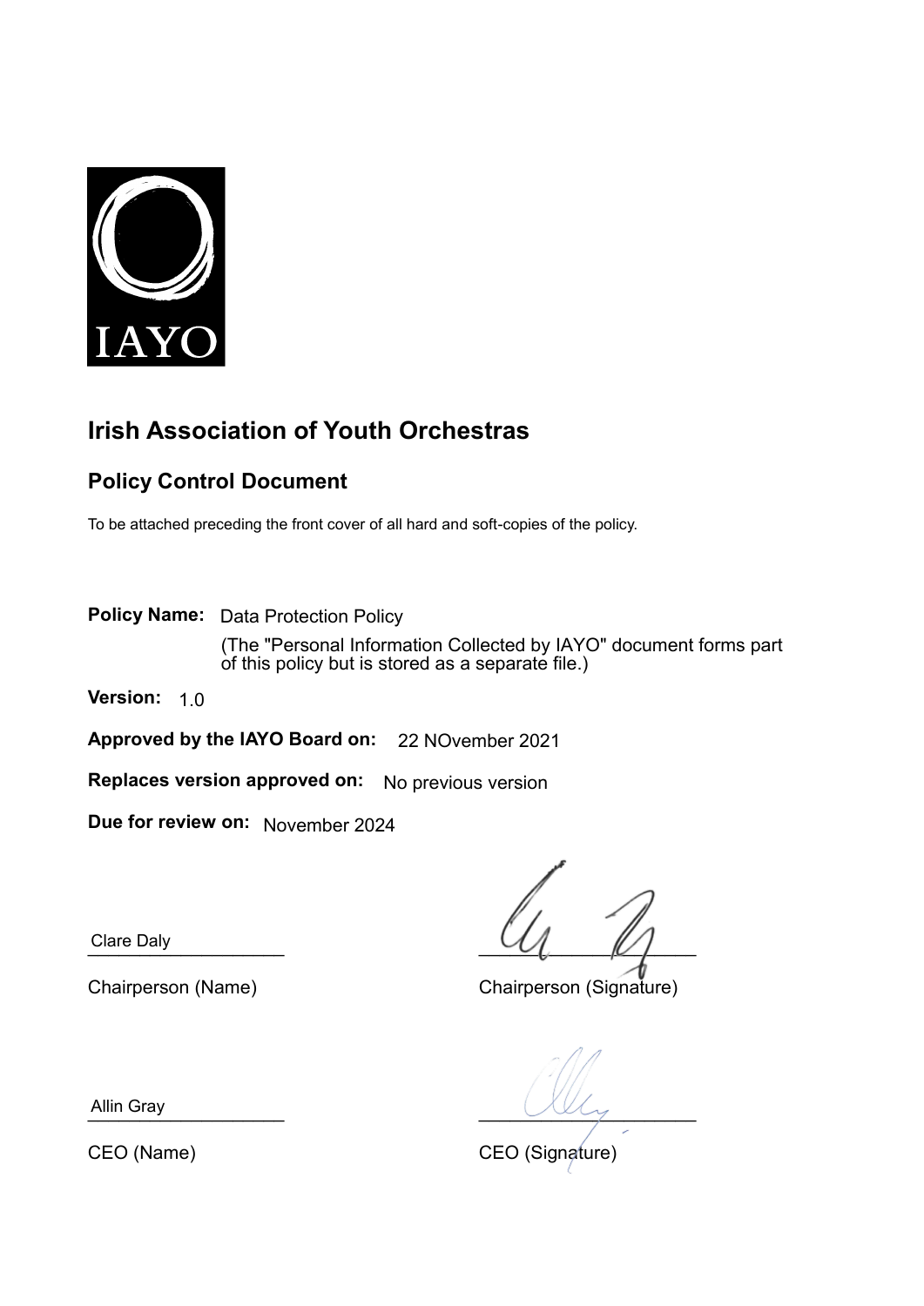IAYO

# Irish Association of Youth Orchestras

## Policy Control Document

To be attached preceding the front cover of all hard and soft-copies of the policy.

**Policy Name:** Data Protection Policy

(The "Personal Information Collected by IAYO" document forms part of this policy but is stored as a separate file.)

**Version:** 1.0

**Approved by the IAYO Board on:** 22 NOvember 2021

**Replaces version approved on:** No previous version

**Due for review on:** November 2024

Clare Daly

Chairperson (Name)

Chairperson (Signature)

Allin Gray

CEO (Name)

CEO (Signature)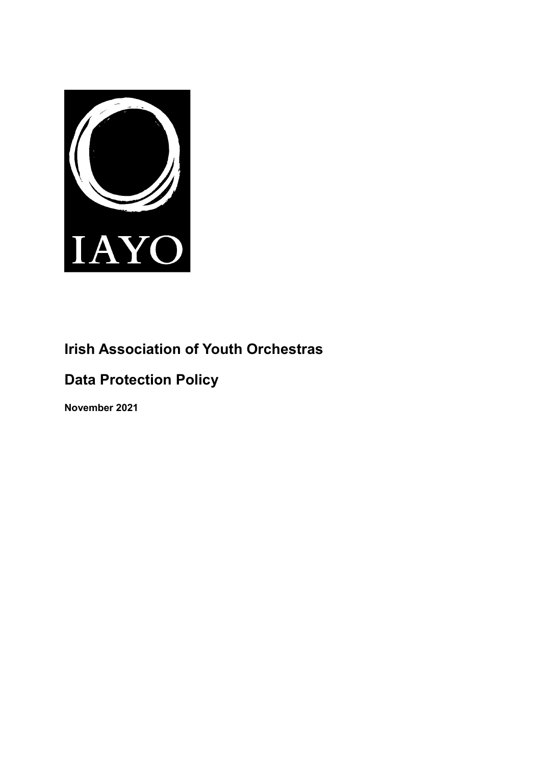IAYO

# Irish Association of Youth Orchestras

# Data Protection Policy

**November 2021**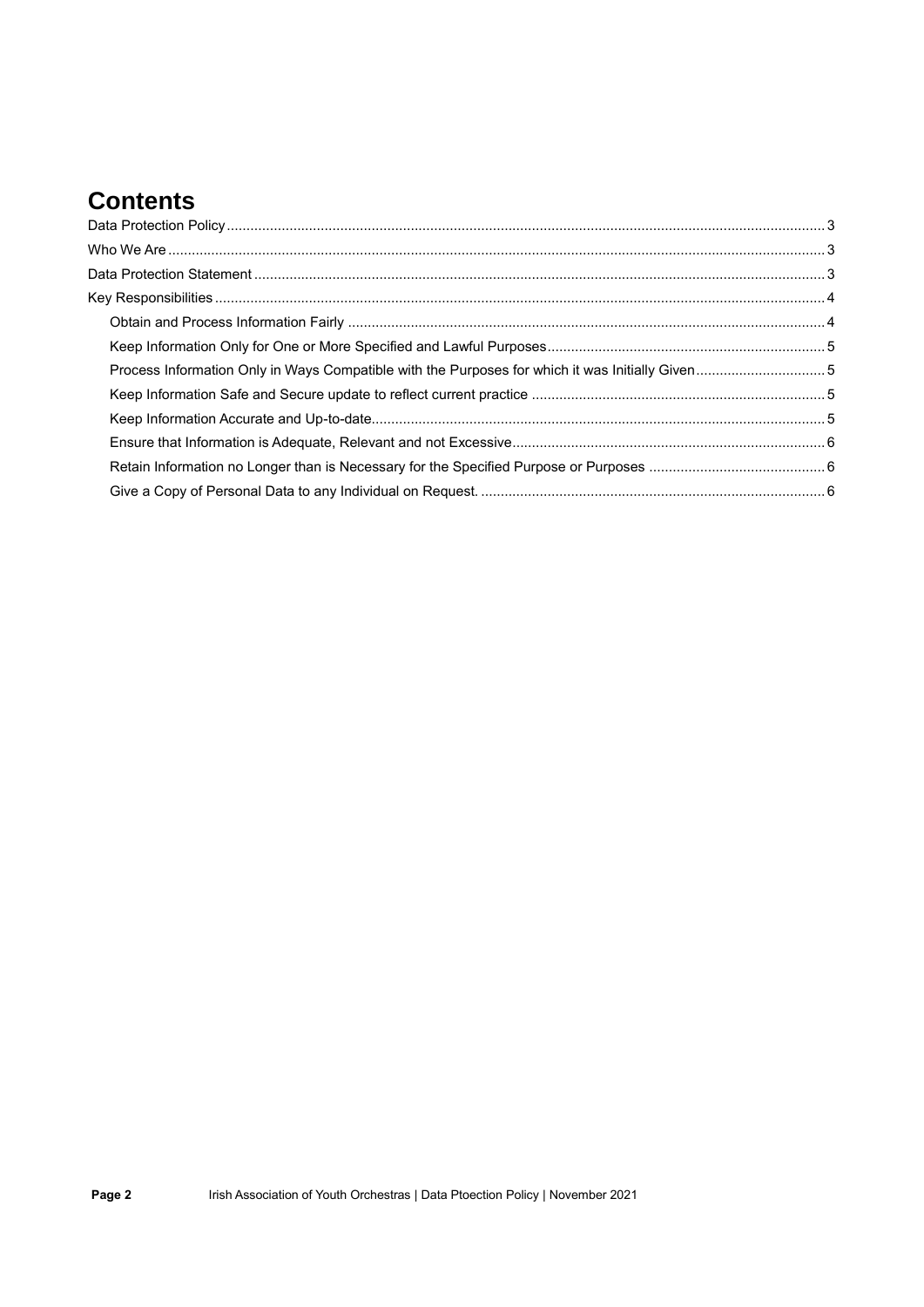# Contents

Data Protection Policy ........................................................................................................................................... 3

Who We Are ........................................................................................................................................................... 3

Data Protection Statement .................................................................................................................................... 3

Key Responsibilities ................................................................................................................................................ 4

- Obtain and Process Information Fairly ........................................................................................................... 4
- Keep Information Only for One or More Specified and Lawful Purposes ....................................................................... 5
- Process Information Only in Ways Compatible with the Purposes for which it was Initially Given ................................. 5
- Keep Information Safe and Secure update to reflect current practice ........................................................................... 5
- Keep Information Accurate and Up-to-date .................................................................................................................... 5
- Ensure that Information is Adequate, Relevant and not Excessive ................................................................................ 6
- Retain Information no Longer than is Necessary for the Specified Purpose or Purposes ............................................. 6
- Give a Copy of Personal Data to any Individual on Request. ........................................................................................ 6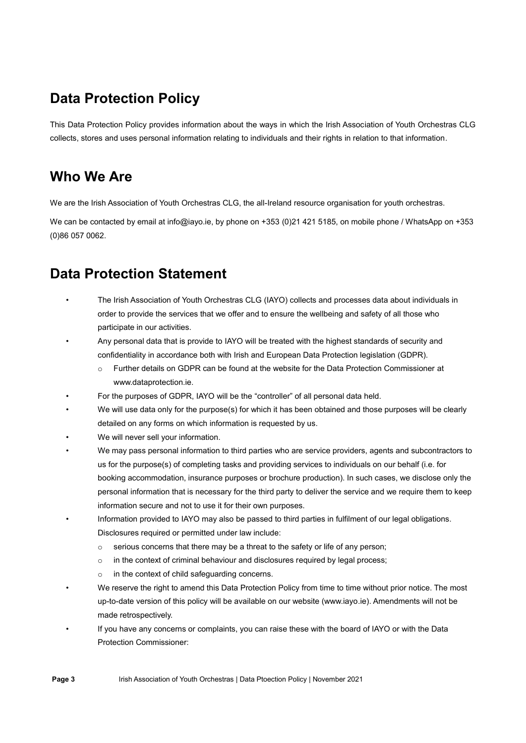## Data Protection Policy

This Data Protection Policy provides information about the ways in which the Irish Association of Youth Orchestras CLG collects, stores and uses personal information relating to individuals and their rights in relation to that information.

## Who We Are

We are the Irish Association of Youth Orchestras CLG, the all-Ireland resource organisation for youth orchestras.

We can be contacted by email at info@iayo.ie, by phone on +353 (0)21 421 5185, on mobile phone / WhatsApp on +353 (0)86 057 0062.

## Data Protection Statement

- The Irish Association of Youth Orchestras CLG (IAYO) collects and processes data about individuals in order to provide the services that we offer and to ensure the wellbeing and safety of all those who participate in our activities.
- Any personal data that is provide to IAYO will be treated with the highest standards of security and confidentiality in accordance both with Irish and European Data Protection legislation (GDPR).
  - Further details on GDPR can be found at the website for the Data Protection Commissioner at www.dataprotection.ie.
- For the purposes of GDPR, IAYO will be the "controller" of all personal data held.
- We will use data only for the purpose(s) for which it has been obtained and those purposes will be clearly detailed on any forms on which information is requested by us.
- We will never sell your information.
- We may pass personal information to third parties who are service providers, agents and subcontractors to us for the purpose(s) of completing tasks and providing services to individuals on our behalf (i.e. for booking accommodation, insurance purposes or brochure production). In such cases, we disclose only the personal information that is necessary for the third party to deliver the service and we require them to keep information secure and not to use it for their own purposes.
- Information provided to IAYO may also be passed to third parties in fulfilment of our legal obligations. Disclosures required or permitted under law include:
  - serious concerns that there may be a threat to the safety or life of any person;
  - in the context of criminal behaviour and disclosures required by legal process;
  - in the context of child safeguarding concerns.
- We reserve the right to amend this Data Protection Policy from time to time without prior notice. The most up-to-date version of this policy will be available on our website (www.iayo.ie). Amendments will not be made retrospectively.
- If you have any concerns or complaints, you can raise these with the board of IAYO or with the Data Protection Commissioner: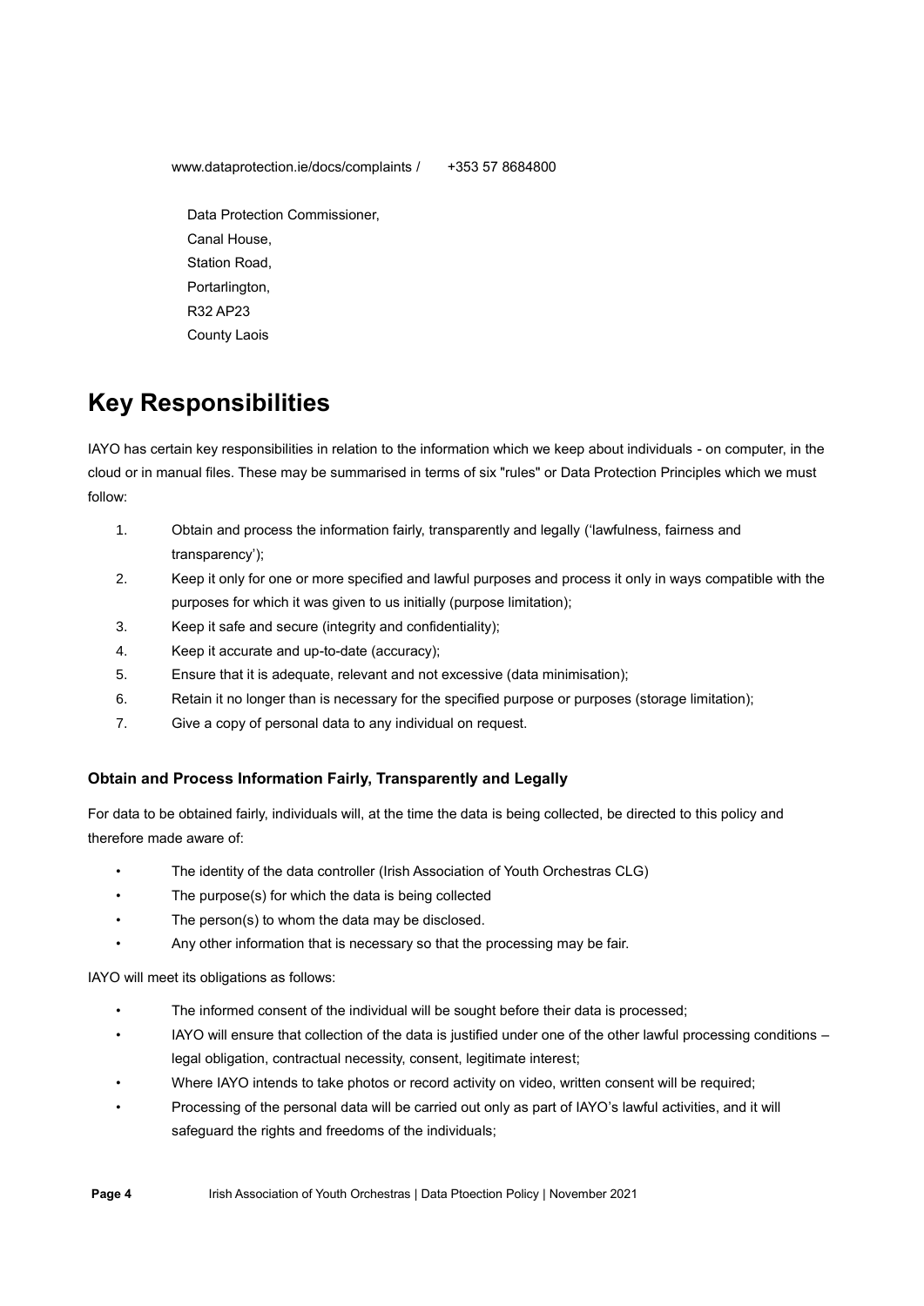www.dataprotection.ie/docs/complaints / +353 57 8684800

Data Protection Commissioner,
Canal House,
Station Road,
Portarlington,
R32 AP23
County Laois

## Key Responsibilities

IAYO has certain key responsibilities in relation to the information which we keep about individuals - on computer, in the cloud or in manual files. These may be summarised in terms of six "rules" or Data Protection Principles which we must follow:

1. Obtain and process the information fairly, transparently and legally ('lawfulness, fairness and transparency');
2. Keep it only for one or more specified and lawful purposes and process it only in ways compatible with the purposes for which it was given to us initially (purpose limitation);
3. Keep it safe and secure (integrity and confidentiality);
4. Keep it accurate and up-to-date (accuracy);
5. Ensure that it is adequate, relevant and not excessive (data minimisation);
6. Retain it no longer than is necessary for the specified purpose or purposes (storage limitation);
7. Give a copy of personal data to any individual on request.

### Obtain and Process Information Fairly, Transparently and Legally

For data to be obtained fairly, individuals will, at the time the data is being collected, be directed to this policy and therefore made aware of:

- The identity of the data controller (Irish Association of Youth Orchestras CLG)
- The purpose(s) for which the data is being collected
- The person(s) to whom the data may be disclosed.
- Any other information that is necessary so that the processing may be fair.

IAYO will meet its obligations as follows:

- The informed consent of the individual will be sought before their data is processed;
- IAYO will ensure that collection of the data is justified under one of the other lawful processing conditions – legal obligation, contractual necessity, consent, legitimate interest;
- Where IAYO intends to take photos or record activity on video, written consent will be required;
- Processing of the personal data will be carried out only as part of IAYO's lawful activities, and it will safeguard the rights and freedoms of the individuals;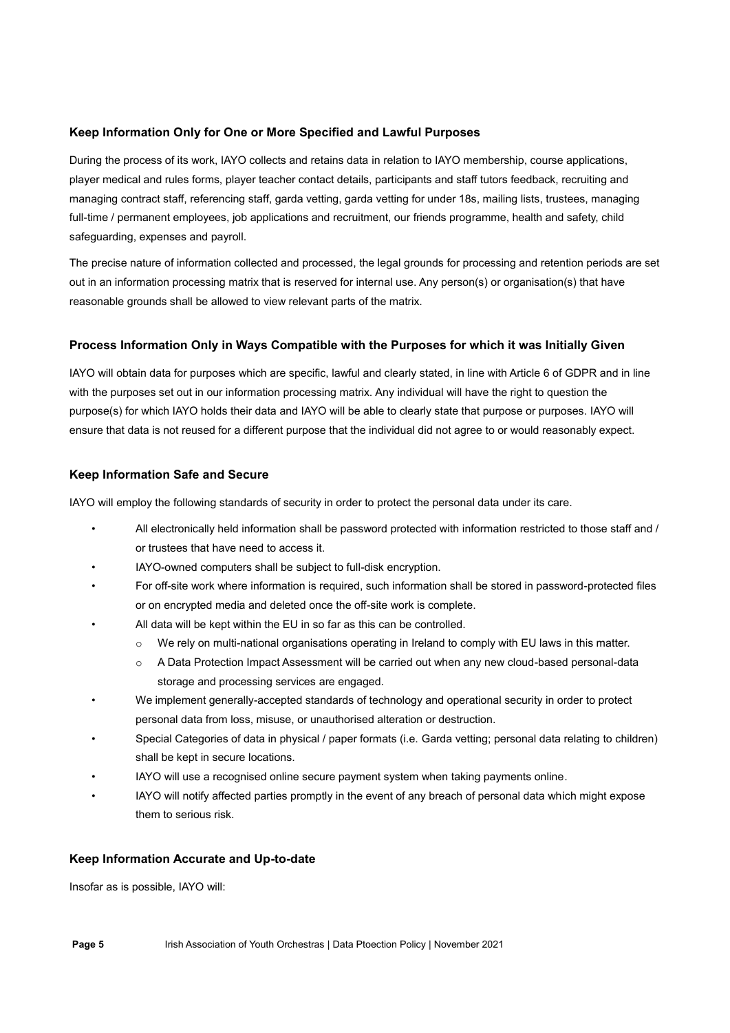### Keep Information Only for One or More Specified and Lawful Purposes

During the process of its work, IAYO collects and retains data in relation to IAYO membership, course applications, player medical and rules forms, player teacher contact details, participants and staff tutors feedback, recruiting and managing contract staff, referencing staff, garda vetting, garda vetting for under 18s, mailing lists, trustees, managing full-time / permanent employees, job applications and recruitment, our friends programme, health and safety, child safeguarding, expenses and payroll.

The precise nature of information collected and processed, the legal grounds for processing and retention periods are set out in an information processing matrix that is reserved for internal use. Any person(s) or organisation(s) that have reasonable grounds shall be allowed to view relevant parts of the matrix.

### Process Information Only in Ways Compatible with the Purposes for which it was Initially Given

IAYO will obtain data for purposes which are specific, lawful and clearly stated, in line with Article 6 of GDPR and in line with the purposes set out in our information processing matrix. Any individual will have the right to question the purpose(s) for which IAYO holds their data and IAYO will be able to clearly state that purpose or purposes. IAYO will ensure that data is not reused for a different purpose that the individual did not agree to or would reasonably expect.

### Keep Information Safe and Secure

IAYO will employ the following standards of security in order to protect the personal data under its care.

- All electronically held information shall be password protected with information restricted to those staff and / or trustees that have need to access it.
- IAYO-owned computers shall be subject to full-disk encryption.
- For off-site work where information is required, such information shall be stored in password-protected files or on encrypted media and deleted once the off-site work is complete.
- All data will be kept within the EU in so far as this can be controlled.
  - We rely on multi-national organisations operating in Ireland to comply with EU laws in this matter.
  - A Data Protection Impact Assessment will be carried out when any new cloud-based personal-data storage and processing services are engaged.
- We implement generally-accepted standards of technology and operational security in order to protect personal data from loss, misuse, or unauthorised alteration or destruction.
- Special Categories of data in physical / paper formats (i.e. Garda vetting; personal data relating to children) shall be kept in secure locations.
- IAYO will use a recognised online secure payment system when taking payments online.
- IAYO will notify affected parties promptly in the event of any breach of personal data which might expose them to serious risk.

### Keep Information Accurate and Up-to-date

Insofar as is possible, IAYO will: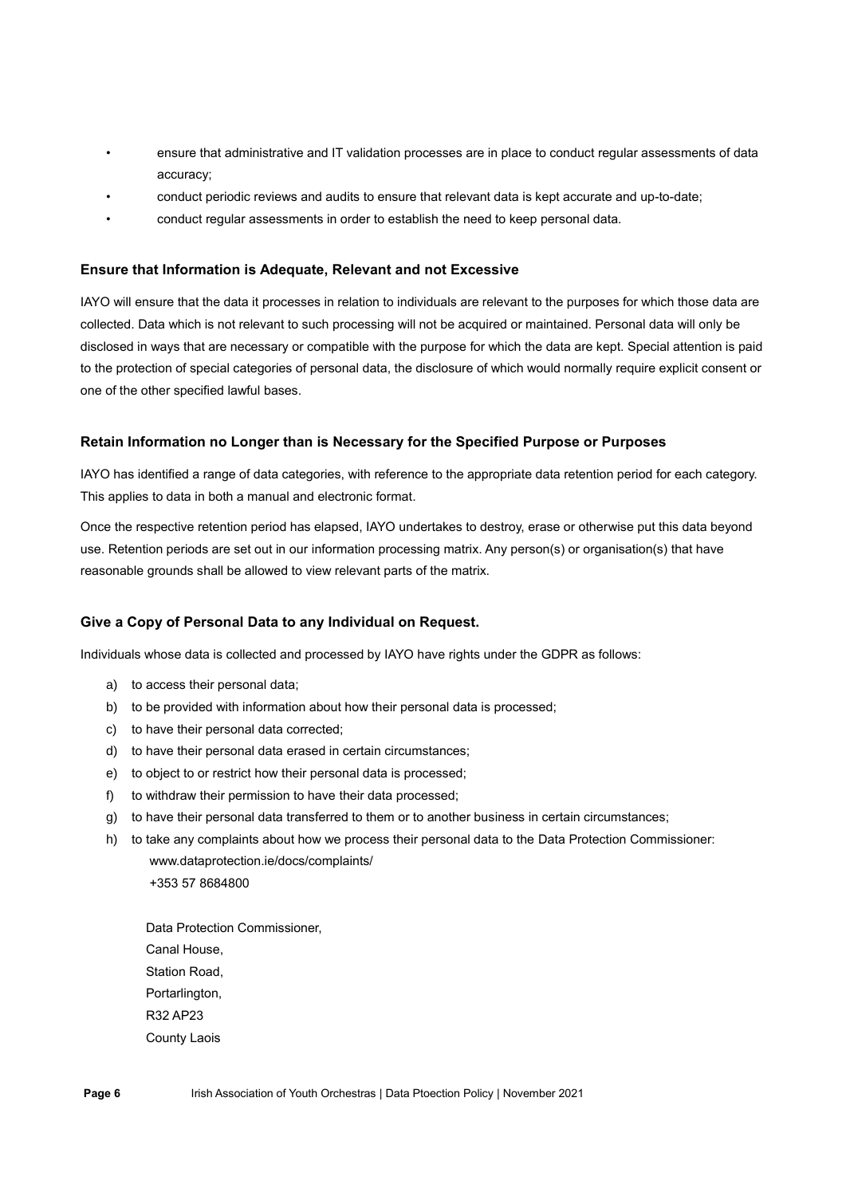- ensure that administrative and IT validation processes are in place to conduct regular assessments of data accuracy;
- conduct periodic reviews and audits to ensure that relevant data is kept accurate and up-to-date;
- conduct regular assessments in order to establish the need to keep personal data.

### Ensure that Information is Adequate, Relevant and not Excessive

IAYO will ensure that the data it processes in relation to individuals are relevant to the purposes for which those data are collected. Data which is not relevant to such processing will not be acquired or maintained. Personal data will only be disclosed in ways that are necessary or compatible with the purpose for which the data are kept. Special attention is paid to the protection of special categories of personal data, the disclosure of which would normally require explicit consent or one of the other specified lawful bases.

### Retain Information no Longer than is Necessary for the Specified Purpose or Purposes

IAYO has identified a range of data categories, with reference to the appropriate data retention period for each category. This applies to data in both a manual and electronic format.

Once the respective retention period has elapsed, IAYO undertakes to destroy, erase or otherwise put this data beyond use. Retention periods are set out in our information processing matrix. Any person(s) or organisation(s) that have reasonable grounds shall be allowed to view relevant parts of the matrix.

### Give a Copy of Personal Data to any Individual on Request.

Individuals whose data is collected and processed by IAYO have rights under the GDPR as follows:

a) to access their personal data;
b) to be provided with information about how their personal data is processed;
c) to have their personal data corrected;
d) to have their personal data erased in certain circumstances;
e) to object to or restrict how their personal data is processed;
f) to withdraw their permission to have their data processed;
g) to have their personal data transferred to them or to another business in certain circumstances;
h) to take any complaints about how we process their personal data to the Data Protection Commissioner:
   www.dataprotection.ie/docs/complaints/
   +353 57 8684800

   Data Protection Commissioner,
   Canal House,
   Station Road,
   Portarlington,
   R32 AP23
   County Laois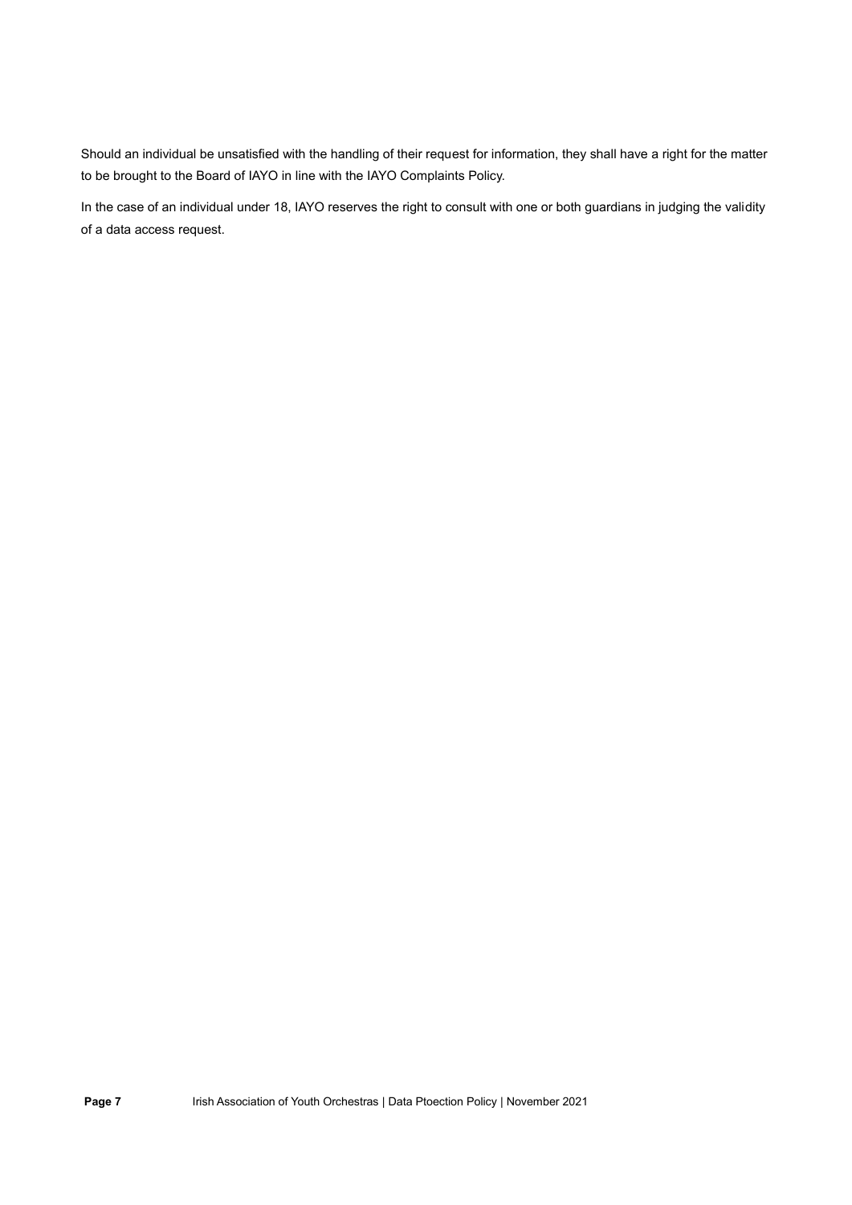Should an individual be unsatisfied with the handling of their request for information, they shall have a right for the matter to be brought to the Board of IAYO in line with the IAYO Complaints Policy.

In the case of an individual under 18, IAYO reserves the right to consult with one or both guardians in judging the validity of a data access request.